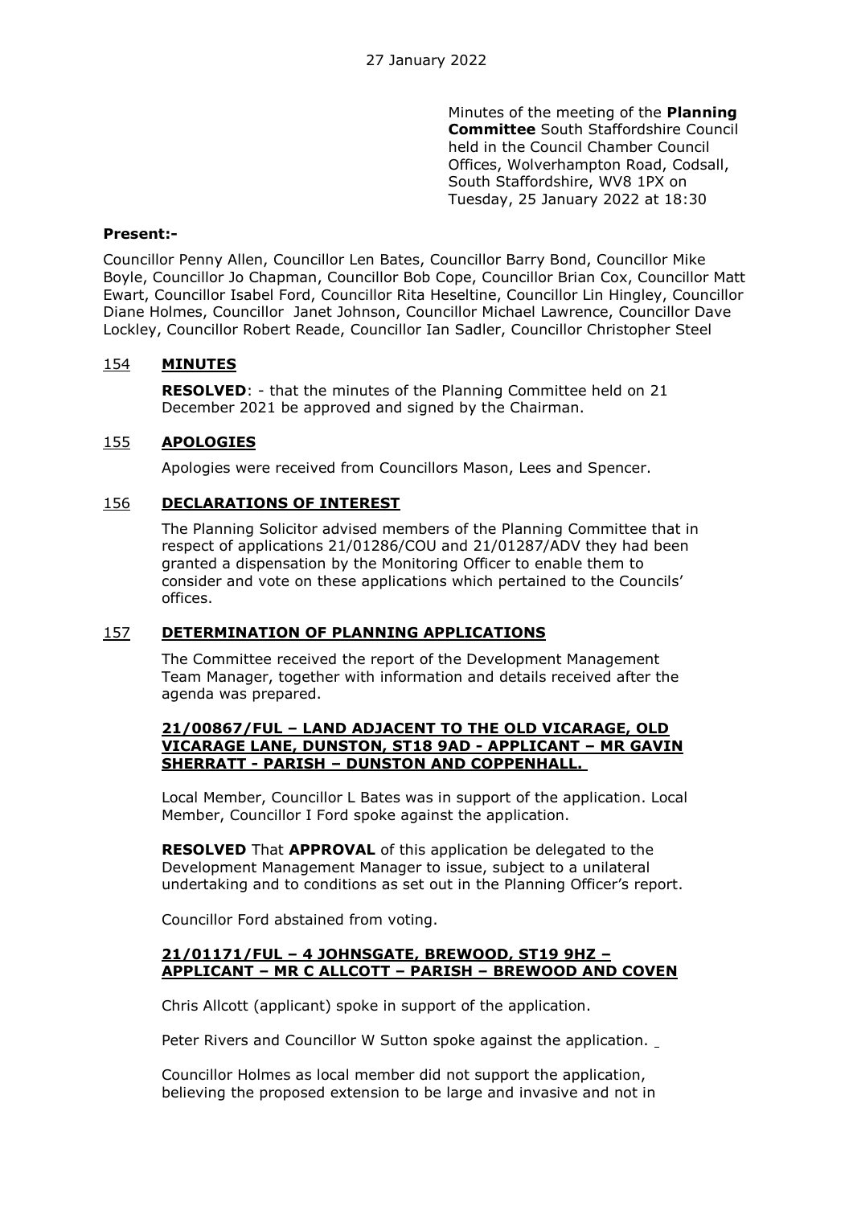Minutes of the meeting of the **Planning Committee** South Staffordshire Council held in the Council Chamber Council Offices, Wolverhampton Road, Codsall, South Staffordshire, WV8 1PX on Tuesday, 25 January 2022 at 18:30

**Present:-**

Councillor Penny Allen, Councillor Len Bates, Councillor Barry Bond, Councillor Mike Boyle, Councillor Jo Chapman, Councillor Bob Cope, Councillor Brian Cox, Councillor Matt Ewart, Councillor Isabel Ford, Councillor Rita Heseltine, Councillor Lin Hingley, Councillor Diane Holmes, Councillor Janet Johnson, Councillor Michael Lawrence, Councillor Dave Lockley, Councillor Robert Reade, Councillor Ian Sadler, Councillor Christopher Steel

## 154 MINUTES

**RESOLVED**: - that the minutes of the Planning Committee held on 21 December 2021 be approved and signed by the Chairman.

## 155 APOLOGIES

Apologies were received from Councillors Mason, Lees and Spencer.

## 156 DECLARATIONS OF INTEREST

The Planning Solicitor advised members of the Planning Committee that in respect of applications 21/01286/COU and 21/01287/ADV they had been granted a dispensation by the Monitoring Officer to enable them to consider and vote on these applications which pertained to the Councils' offices.

## 157 DETERMINATION OF PLANNING APPLICATIONS

The Committee received the report of the Development Management Team Manager, together with information and details received after the agenda was prepared.

### 21/00867/FUL – LAND ADJACENT TO THE OLD VICARAGE, OLD VICARAGE LANE, DUNSTON, ST18 9AD - APPLICANT – MR GAVIN SHERRATT - PARISH – DUNSTON AND COPPENHALL.

Local Member, Councillor L Bates was in support of the application. Local Member, Councillor I Ford spoke against the application.

**RESOLVED** That **APPROVAL** of this application be delegated to the Development Management Manager to issue, subject to a unilateral undertaking and to conditions as set out in the Planning Officer's report.

Councillor Ford abstained from voting.

### 21/01171/FUL – 4 JOHNSGATE, BREWOOD, ST19 9HZ – APPLICANT – MR C ALLCOTT – PARISH – BREWOOD AND COVEN

Chris Allcott (applicant) spoke in support of the application.

Peter Rivers and Councillor W Sutton spoke against the application.

Councillor Holmes as local member did not support the application, believing the proposed extension to be large and invasive and not in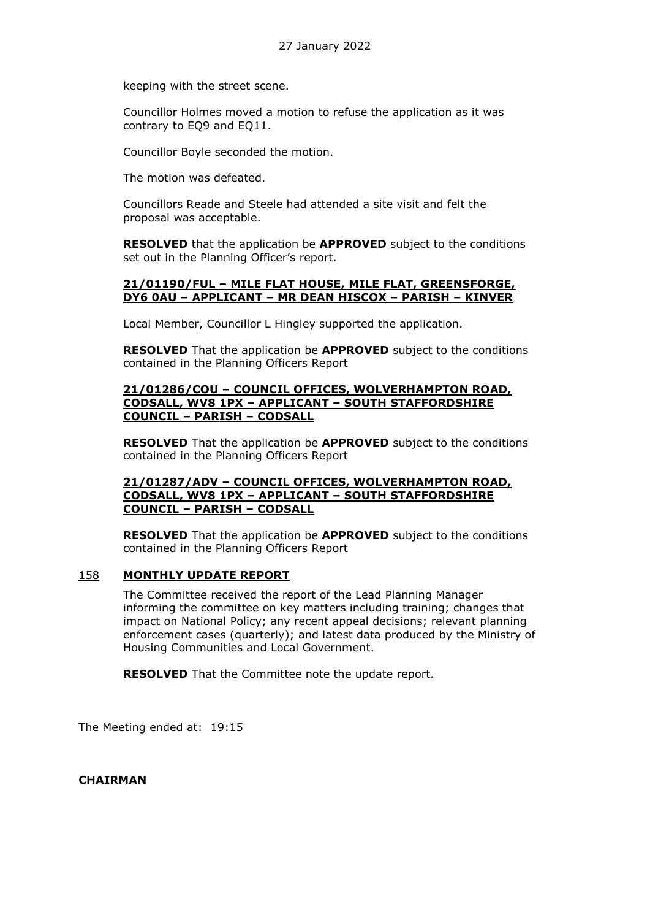keeping with the street scene.

Councillor Holmes moved a motion to refuse the application as it was contrary to EQ9 and EQ11.

Councillor Boyle seconded the motion.

The motion was defeated.

Councillors Reade and Steele had attended a site visit and felt the proposal was acceptable.

**RESOLVED** that the application be **APPROVED** subject to the conditions set out in the Planning Officer's report.

**21/01190/FUL – MILE FLAT HOUSE, MILE FLAT, GREENSFORGE, DY6 0AU – APPLICANT – MR DEAN HISCOX – PARISH – KINVER**

Local Member, Councillor L Hingley supported the application.

**RESOLVED** That the application be **APPROVED** subject to the conditions contained in the Planning Officers Report

**21/01286/COU – COUNCIL OFFICES, WOLVERHAMPTON ROAD, CODSALL, WV8 1PX – APPLICANT – SOUTH STAFFORDSHIRE COUNCIL – PARISH – CODSALL**

**RESOLVED** That the application be **APPROVED** subject to the conditions contained in the Planning Officers Report

**21/01287/ADV – COUNCIL OFFICES, WOLVERHAMPTON ROAD, CODSALL, WV8 1PX – APPLICANT – SOUTH STAFFORDSHIRE COUNCIL – PARISH – CODSALL**

**RESOLVED** That the application be **APPROVED** subject to the conditions contained in the Planning Officers Report

## 158 MONTHLY UPDATE REPORT

The Committee received the report of the Lead Planning Manager informing the committee on key matters including training; changes that impact on National Policy; any recent appeal decisions; relevant planning enforcement cases (quarterly); and latest data produced by the Ministry of Housing Communities and Local Government.

**RESOLVED** That the Committee note the update report.

The Meeting ended at: 19:15

**CHAIRMAN**